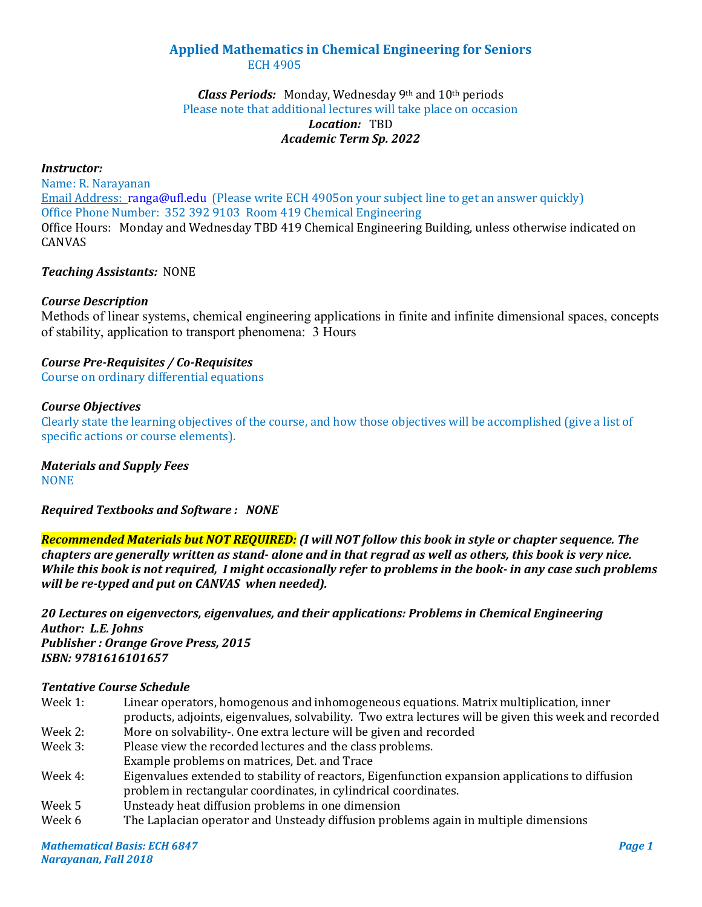# Applied Mathematics in Chemical Engineering for Seniors

ECH 4905

***Class Periods:*** Monday, Wednesday 9th and 10th periods

Please note that additional lectures will take place on occasion

***Location:*** TBD

***Academic Term Sp. 2022***

***Instructor:***

Name: R. Narayanan

Email Address: ranga@ufl.edu (Please write ECH 4905on your subject line to get an answer quickly)

Office Phone Number: 352 392 9103 Room 419 Chemical Engineering

Office Hours: Monday and Wednesday TBD 419 Chemical Engineering Building, unless otherwise indicated on CANVAS

***Teaching Assistants:*** NONE

***Course Description***

Methods of linear systems, chemical engineering applications in finite and infinite dimensional spaces, concepts of stability, application to transport phenomena: 3 Hours

***Course Pre-Requisites / Co-Requisites***

Course on ordinary differential equations

***Course Objectives***

Clearly state the learning objectives of the course, and how those objectives will be accomplished (give a list of specific actions or course elements).

***Materials and Supply Fees***

NONE

***Required Textbooks and Software : NONE***

***Recommended Materials but NOT REQUIRED: (I will NOT follow this book in style or chapter sequence. The chapters are generally written as stand- alone and in that regrad as well as others, this book is very nice. While this book is not required, I might occasionally refer to problems in the book- in any case such problems will be re-typed and put on CANVAS when needed).***

***20 Lectures on eigenvectors, eigenvalues, and their applications: Problems in Chemical Engineering***
***Author: L.E. Johns***
***Publisher : Orange Grove Press, 2015***
***ISBN: 9781616101657***

***Tentative Course Schedule***

| | |
|---|---|
| Week 1: | Linear operators, homogenous and inhomogeneous equations. Matrix multiplication, inner products, adjoints, eigenvalues, solvability. Two extra lectures will be given this week and recorded |
| Week 2: | More on solvability-. One extra lecture will be given and recorded |
| Week 3: | Please view the recorded lectures and the class problems. Example problems on matrices, Det. and Trace |
| Week 4: | Eigenvalues extended to stability of reactors, Eigenfunction expansion applications to diffusion problem in rectangular coordinates, in cylindrical coordinates. |
| Week 5 | Unsteady heat diffusion problems in one dimension |
| Week 6 | The Laplacian operator and Unsteady diffusion problems again in multiple dimensions |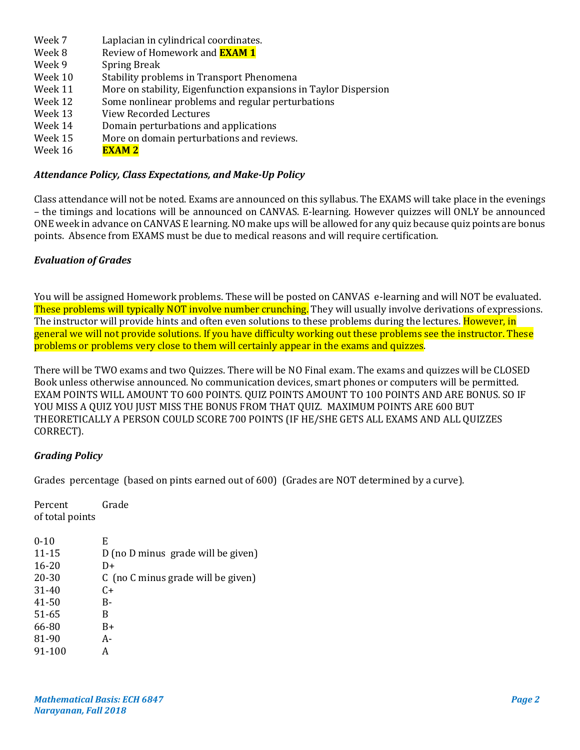| | |
|---|---|
| Week 7 | Laplacian in cylindrical coordinates. |
| Week 8 | Review of Homework and **EXAM 1** |
| Week 9 | Spring Break |
| Week 10 | Stability problems in Transport Phenomena |
| Week 11 | More on stability, Eigenfunction expansions in Taylor Dispersion |
| Week 12 | Some nonlinear problems and regular perturbations |
| Week 13 | View Recorded Lectures |
| Week 14 | Domain perturbations and applications |
| Week 15 | More on domain perturbations and reviews. |
| Week 16 | **EXAM 2** |

### *Attendance Policy, Class Expectations, and Make-Up Policy*

Class attendance will not be noted. Exams are announced on this syllabus. The EXAMS will take place in the evenings – the timings and locations will be announced on CANVAS. E-learning. However quizzes will ONLY be announced ONE week in advance on CANVAS E learning. NO make ups will be allowed for any quiz because quiz points are bonus points. Absence from EXAMS must be due to medical reasons and will require certification.

### *Evaluation of Grades*

You will be assigned Homework problems. These will be posted on CANVAS e-learning and will NOT be evaluated. These problems will typically NOT involve number crunching. They will usually involve derivations of expressions. The instructor will provide hints and often even solutions to these problems during the lectures. However, in general we will not provide solutions. If you have difficulty working out these problems see the instructor. These problems or problems very close to them will certainly appear in the exams and quizzes.

There will be TWO exams and two Quizzes. There will be NO Final exam. The exams and quizzes will be CLOSED Book unless otherwise announced. No communication devices, smart phones or computers will be permitted. EXAM POINTS WILL AMOUNT TO 600 POINTS. QUIZ POINTS AMOUNT TO 100 POINTS AND ARE BONUS. SO IF YOU MISS A QUIZ YOU JUST MISS THE BONUS FROM THAT QUIZ. MAXIMUM POINTS ARE 600 BUT THEORETICALLY A PERSON COULD SCORE 700 POINTS (IF HE/SHE GETS ALL EXAMS AND ALL QUIZZES CORRECT).

### *Grading Policy*

Grades percentage (based on pints earned out of 600) (Grades are NOT determined by a curve).

| Percent of total points | Grade |
|---|---|
| 0-10 | E |
| 11-15 | D (no D minus grade will be given) |
| 16-20 | D+ |
| 20-30 | C (no C minus grade will be given) |
| 31-40 | C+ |
| 41-50 | B- |
| 51-65 | B |
| 66-80 | B+ |
| 81-90 | A- |
| 91-100 | A |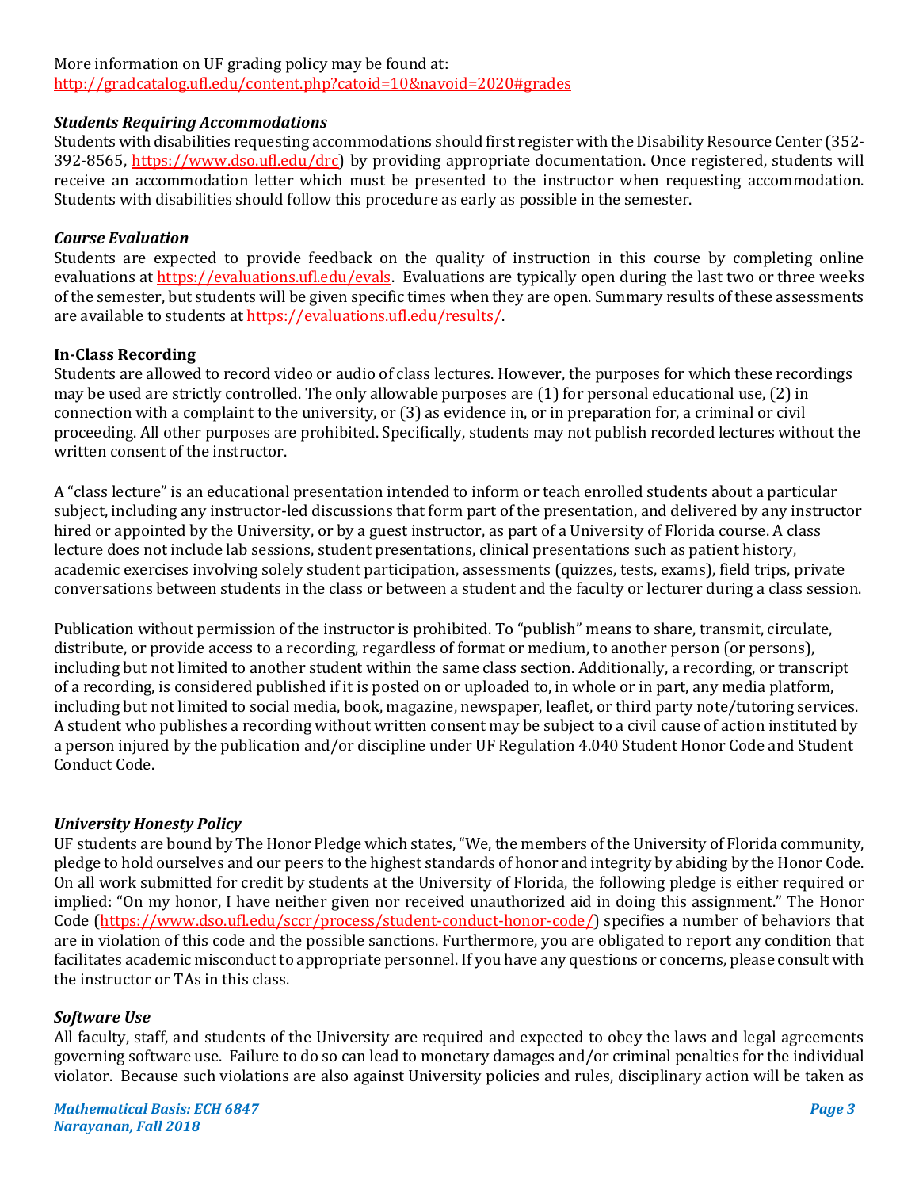More information on UF grading policy may be found at:
http://gradcatalog.ufl.edu/content.php?catoid=10&navoid=2020#grades

### *Students Requiring Accommodations*

Students with disabilities requesting accommodations should first register with the Disability Resource Center (352-392-8565, https://www.dso.ufl.edu/drc) by providing appropriate documentation. Once registered, students will receive an accommodation letter which must be presented to the instructor when requesting accommodation. Students with disabilities should follow this procedure as early as possible in the semester.

### *Course Evaluation*

Students are expected to provide feedback on the quality of instruction in this course by completing online evaluations at https://evaluations.ufl.edu/evals. Evaluations are typically open during the last two or three weeks of the semester, but students will be given specific times when they are open. Summary results of these assessments are available to students at https://evaluations.ufl.edu/results/.

### In-Class Recording

Students are allowed to record video or audio of class lectures. However, the purposes for which these recordings may be used are strictly controlled. The only allowable purposes are (1) for personal educational use, (2) in connection with a complaint to the university, or (3) as evidence in, or in preparation for, a criminal or civil proceeding. All other purposes are prohibited. Specifically, students may not publish recorded lectures without the written consent of the instructor.

A "class lecture" is an educational presentation intended to inform or teach enrolled students about a particular subject, including any instructor-led discussions that form part of the presentation, and delivered by any instructor hired or appointed by the University, or by a guest instructor, as part of a University of Florida course. A class lecture does not include lab sessions, student presentations, clinical presentations such as patient history, academic exercises involving solely student participation, assessments (quizzes, tests, exams), field trips, private conversations between students in the class or between a student and the faculty or lecturer during a class session.

Publication without permission of the instructor is prohibited. To "publish" means to share, transmit, circulate, distribute, or provide access to a recording, regardless of format or medium, to another person (or persons), including but not limited to another student within the same class section. Additionally, a recording, or transcript of a recording, is considered published if it is posted on or uploaded to, in whole or in part, any media platform, including but not limited to social media, book, magazine, newspaper, leaflet, or third party note/tutoring services. A student who publishes a recording without written consent may be subject to a civil cause of action instituted by a person injured by the publication and/or discipline under UF Regulation 4.040 Student Honor Code and Student Conduct Code.

### *University Honesty Policy*

UF students are bound by The Honor Pledge which states, "We, the members of the University of Florida community, pledge to hold ourselves and our peers to the highest standards of honor and integrity by abiding by the Honor Code. On all work submitted for credit by students at the University of Florida, the following pledge is either required or implied: "On my honor, I have neither given nor received unauthorized aid in doing this assignment." The Honor Code (https://www.dso.ufl.edu/sccr/process/student-conduct-honor-code/) specifies a number of behaviors that are in violation of this code and the possible sanctions. Furthermore, you are obligated to report any condition that facilitates academic misconduct to appropriate personnel. If you have any questions or concerns, please consult with the instructor or TAs in this class.

### *Software Use*

All faculty, staff, and students of the University are required and expected to obey the laws and legal agreements governing software use. Failure to do so can lead to monetary damages and/or criminal penalties for the individual violator. Because such violations are also against University policies and rules, disciplinary action will be taken as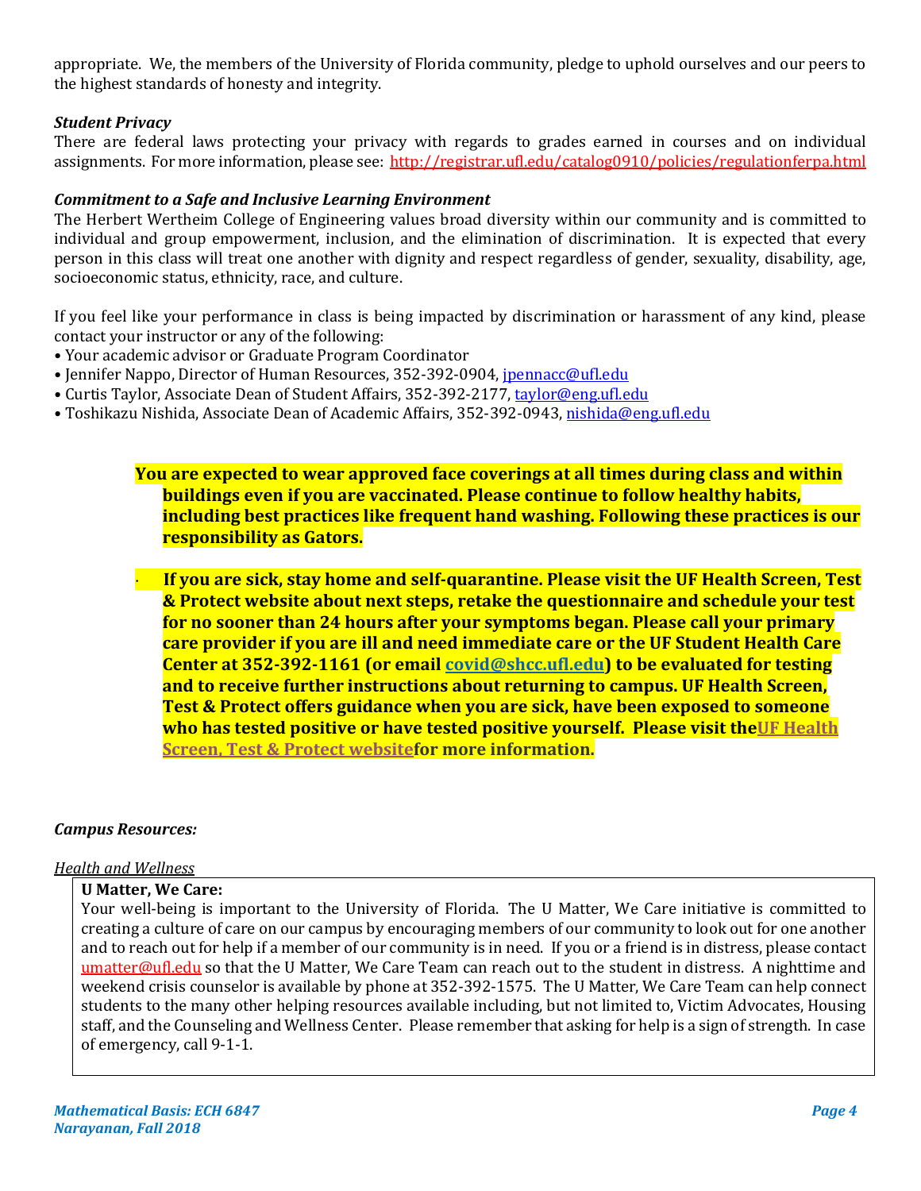appropriate. We, the members of the University of Florida community, pledge to uphold ourselves and our peers to the highest standards of honesty and integrity.

***Student Privacy***

There are federal laws protecting your privacy with regards to grades earned in courses and on individual assignments. For more information, please see: http://registrar.ufl.edu/catalog0910/policies/regulationferpa.html

***Commitment to a Safe and Inclusive Learning Environment***

The Herbert Wertheim College of Engineering values broad diversity within our community and is committed to individual and group empowerment, inclusion, and the elimination of discrimination. It is expected that every person in this class will treat one another with dignity and respect regardless of gender, sexuality, disability, age, socioeconomic status, ethnicity, race, and culture.

If you feel like your performance in class is being impacted by discrimination or harassment of any kind, please contact your instructor or any of the following:

- Your academic advisor or Graduate Program Coordinator
- Jennifer Nappo, Director of Human Resources, 352-392-0904, jpennacc@ufl.edu
- Curtis Taylor, Associate Dean of Student Affairs, 352-392-2177, taylor@eng.ufl.edu
- Toshikazu Nishida, Associate Dean of Academic Affairs, 352-392-0943, nishida@eng.ufl.edu

**You are expected to wear approved face coverings at all times during class and within buildings even if you are vaccinated. Please continue to follow healthy habits, including best practices like frequent hand washing. Following these practices is our responsibility as Gators.**

- **If you are sick, stay home and self-quarantine. Please visit the UF Health Screen, Test & Protect website about next steps, retake the questionnaire and schedule your test for no sooner than 24 hours after your symptoms began. Please call your primary care provider if you are ill and need immediate care or the UF Student Health Care Center at 352-392-1161 (or email covid@shcc.ufl.edu) to be evaluated for testing and to receive further instructions about returning to campus. UF Health Screen, Test & Protect offers guidance when you are sick, have been exposed to someone who has tested positive or have tested positive yourself. Please visit theUF Health Screen, Test & Protect websitefor more information.**

***Campus Resources:***

<u>*Health and Wellness*</u>

**U Matter, We Care:**

Your well-being is important to the University of Florida. The U Matter, We Care initiative is committed to creating a culture of care on our campus by encouraging members of our community to look out for one another and to reach out for help if a member of our community is in need. If you or a friend is in distress, please contact umatter@ufl.edu so that the U Matter, We Care Team can reach out to the student in distress. A nighttime and weekend crisis counselor is available by phone at 352-392-1575. The U Matter, We Care Team can help connect students to the many other helping resources available including, but not limited to, Victim Advocates, Housing staff, and the Counseling and Wellness Center. Please remember that asking for help is a sign of strength. In case of emergency, call 9-1-1.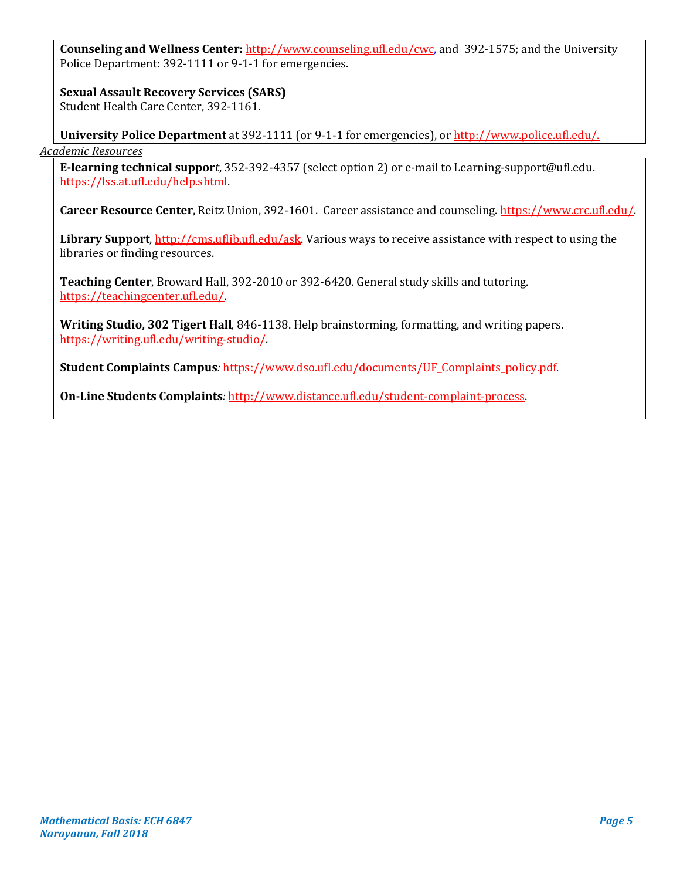**Counseling and Wellness Center:** http://www.counseling.ufl.edu/cwc, and 392-1575; and the University Police Department: 392-1111 or 9-1-1 for emergencies.

**Sexual Assault Recovery Services (SARS)**
Student Health Care Center, 392-1161.

**University Police Department** at 392-1111 (or 9-1-1 for emergencies), or http://www.police.ufl.edu/.

*Academic Resources*

**E-learning technical suppor***t*, 352-392-4357 (select option 2) or e-mail to Learning-support@ufl.edu. https://lss.at.ufl.edu/help.shtml.

**Career Resource Center**, Reitz Union, 392-1601. Career assistance and counseling. https://www.crc.ufl.edu/.

**Library Support**, http://cms.uflib.ufl.edu/ask. Various ways to receive assistance with respect to using the libraries or finding resources.

**Teaching Center**, Broward Hall, 392-2010 or 392-6420. General study skills and tutoring. https://teachingcenter.ufl.edu/.

**Writing Studio, 302 Tigert Hall***,* 846-1138. Help brainstorming, formatting, and writing papers. https://writing.ufl.edu/writing-studio/.

**Student Complaints Campus***:* https://www.dso.ufl.edu/documents/UF_Complaints_policy.pdf.

**On-Line Students Complaints***:* http://www.distance.ufl.edu/student-complaint-process.